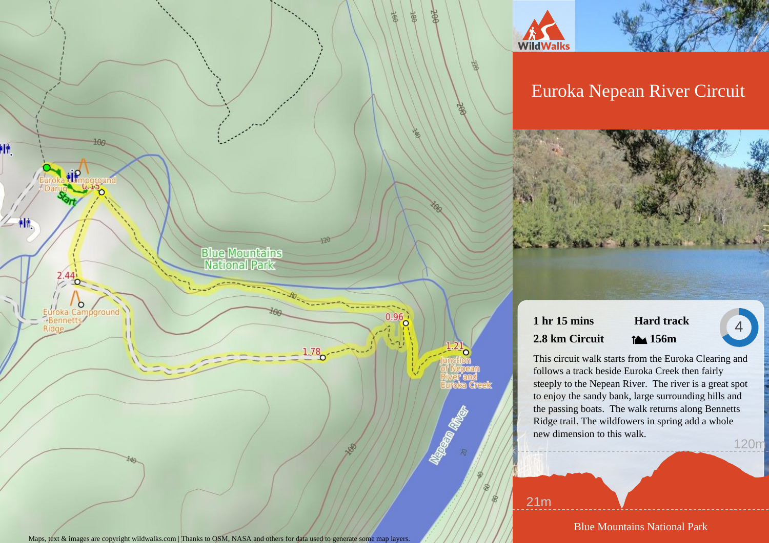# Euroka Nepean River Circuit

**1 hr 15 mins** **Hard track** 4

**2.8 km Circuit** **156m**

This circuit walk starts from the Euroka Clearing and follows a track beside Euroka Creek then fairly steeply to the Nepean River. The river is a great spot to enjoy the sandy bank, large surrounding hills and the passing boats. The walk returns along Bennetts Ridge trail. The wildfowers in spring add a whole new dimension to this walk.

120m

21m

Blue Mountains National Park

Euroka Campground - Darug

Start

0.15

Blue Mountains National Park

2.44

Euroka Campground - Bennetts Ridge

0.96

1.78

1.21

Junction of Nepean River and Euroka Creek

Nepean River

Maps, text & images are copyright wildwalks.com | Thanks to OSM, NASA and others for data used to generate some map layers.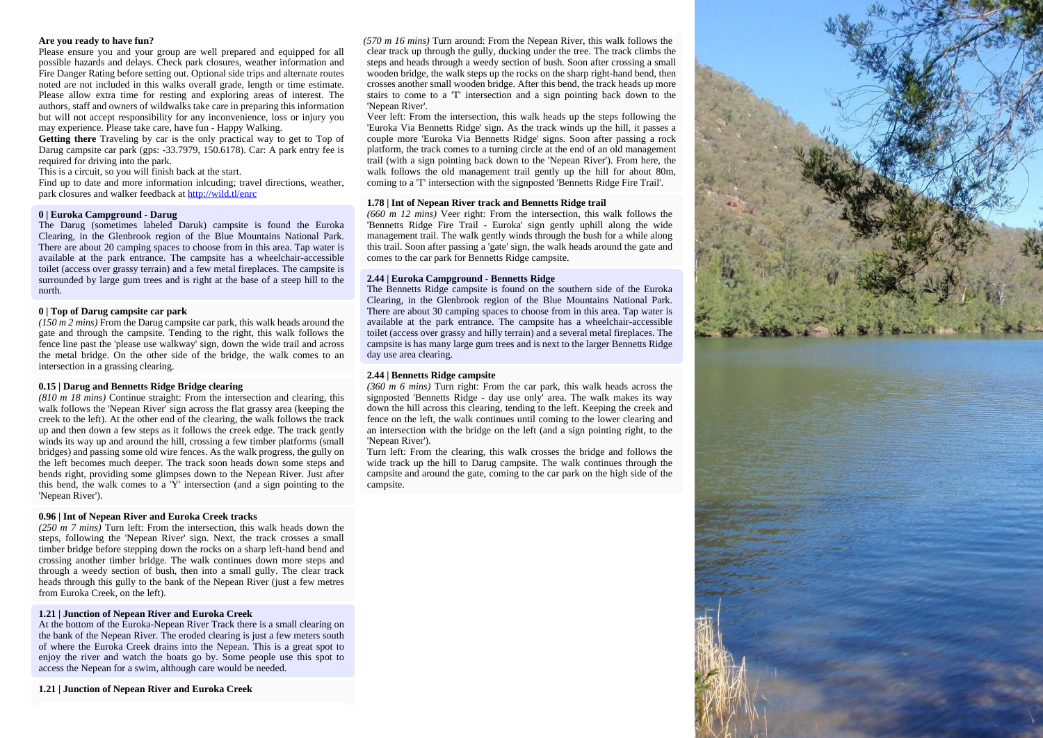**Are you ready to have fun?**
Please ensure you and your group are well prepared and equipped for all possible hazards and delays. Check park closures, weather information and Fire Danger Rating before setting out. Optional side trips and alternate routes noted are not included in this walks overall grade, length or time estimate. Please allow extra time for resting and exploring areas of interest. The authors, staff and owners of wildwalks take care in preparing this information but will not accept responsibility for any inconvenience, loss or injury you may experience. Please take care, have fun - Happy Walking.

**Getting there** Traveling by car is the only practical way to get to Top of Darug campsite car park (gps: -33.7979, 150.6178). Car: A park entry fee is required for driving into the park.

This is a circuit, so you will finish back at the start.

Find up to date and more information inlcuding; travel directions, weather, park closures and walker feedback at http://wild.tl/enrc

### 0 | Euroka Campground - Darug

The Darug (sometimes labeled Daruk) campsite is found the Euroka Clearing, in the Glenbrook region of the Blue Mountains National Park. There are about 20 camping spaces to choose from in this area. Tap water is available at the park entrance. The campsite has a wheelchair-accessible toilet (access over grassy terrain) and a few metal fireplaces. The campsite is surrounded by large gum trees and is right at the base of a steep hill to the north.

### 0 | Top of Darug campsite car park

*(150 m 2 mins)* From the Darug campsite car park, this walk heads around the gate and through the campsite. Tending to the right, this walk follows the fence line past the 'please use walkway' sign, down the wide trail and across the metal bridge. On the other side of the bridge, the walk comes to an intersection in a grassing clearing.

### 0.15 | Darug and Bennetts Ridge Bridge clearing

*(810 m 18 mins)* Continue straight: From the intersection and clearing, this walk follows the 'Nepean River' sign across the flat grassy area (keeping the creek to the left). At the other end of the clearing, the walk follows the track up and then down a few steps as it follows the creek edge. The track gently winds its way up and around the hill, crossing a few timber platforms (small bridges) and passing some old wire fences. As the walk progress, the gully on the left becomes much deeper. The track soon heads down some steps and bends right, providing some glimpses down to the Nepean River. Just after this bend, the walk comes to a 'Y' intersection (and a sign pointing to the 'Nepean River').

### 0.96 | Int of Nepean River and Euroka Creek tracks

*(250 m 7 mins)* Turn left: From the intersection, this walk heads down the steps, following the 'Nepean River' sign. Next, the track crosses a small timber bridge before stepping down the rocks on a sharp left-hand bend and crossing another timber bridge. The walk continues down more steps and through a weedy section of bush, then into a small gully. The clear track heads through this gully to the bank of the Nepean River (just a few metres from Euroka Creek, on the left).

### 1.21 | Junction of Nepean River and Euroka Creek

At the bottom of the Euroka-Nepean River Track there is a small clearing on the bank of the Nepean River. The eroded clearing is just a few meters south of where the Euroka Creek drains into the Nepean. This is a great spot to enjoy the river and watch the boats go by. Some people use this spot to access the Nepean for a swim, although care would be needed.

### 1.21 | Junction of Nepean River and Euroka Creek

*(570 m 16 mins)* Turn around: From the Nepean River, this walk follows the clear track up through the gully, ducking under the tree. The track climbs the steps and heads through a weedy section of bush. Soon after crossing a small wooden bridge, the walk steps up the rocks on the sharp right-hand bend, then crosses another small wooden bridge. After this bend, the track heads up more stairs to come to a 'T' intersection and a sign pointing back down to the 'Nepean River'.

Veer left: From the intersection, this walk heads up the steps following the 'Euroka Via Bennetts Ridge' sign. As the track winds up the hill, it passes a couple more 'Euroka Via Bennetts Ridge' signs. Soon after passing a rock platform, the track comes to a turning circle at the end of an old management trail (with a sign pointing back down to the 'Nepean River'). From here, the walk follows the old management trail gently up the hill for about 80m, coming to a 'T' intersection with the signposted 'Bennetts Ridge Fire Trail'.

### 1.78 | Int of Nepean River track and Bennetts Ridge trail

*(660 m 12 mins)* Veer right: From the intersection, this walk follows the 'Bennetts Ridge Fire Trail - Euroka' sign gently uphill along the wide management trail. The walk gently winds through the bush for a while along this trail. Soon after passing a 'gate' sign, the walk heads around the gate and comes to the car park for Bennetts Ridge campsite.

### 2.44 | Euroka Campground - Bennetts Ridge

The Bennetts Ridge campsite is found on the southern side of the Euroka Clearing, in the Glenbrook region of the Blue Mountains National Park. There are about 30 camping spaces to choose from in this area. Tap water is available at the park entrance. The campsite has a wheelchair-accessible toilet (access over grassy and hilly terrain) and a several metal fireplaces. The campsite is has many large gum trees and is next to the larger Bennetts Ridge day use area clearing.

### 2.44 | Bennetts Ridge campsite

*(360 m 6 mins)* Turn right: From the car park, this walk heads across the signposted 'Bennetts Ridge - day use only' area. The walk makes its way down the hill across this clearing, tending to the left. Keeping the creek and fence on the left, the walk continues until coming to the lower clearing and an intersection with the bridge on the left (and a sign pointing right, to the 'Nepean River').

Turn left: From the clearing, this walk crosses the bridge and follows the wide track up the hill to Darug campsite. The walk continues through the campsite and around the gate, coming to the car park on the high side of the campsite.